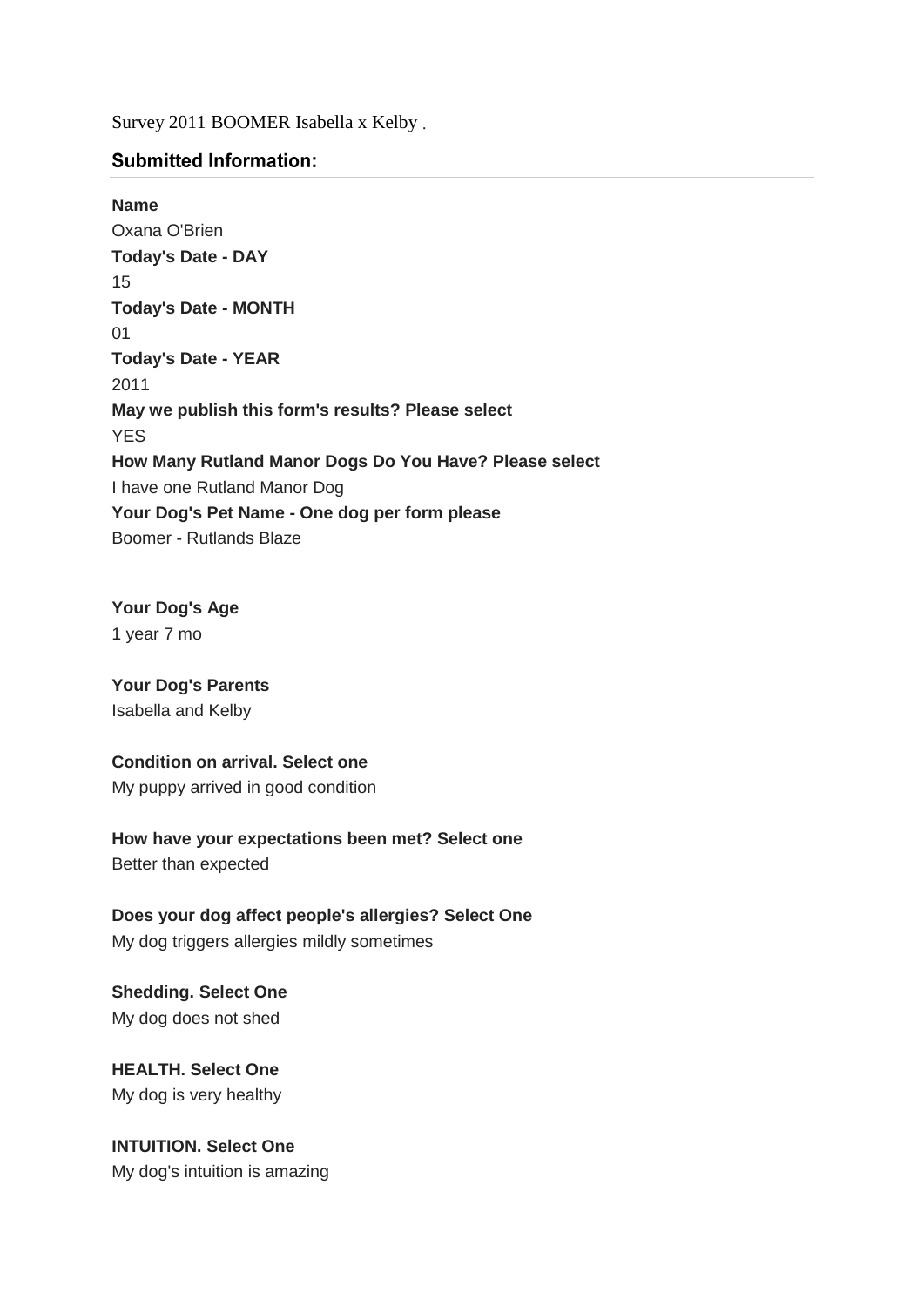Survey 2011 BOOMER Isabella x Kelby .

## Submitted Information:

**Name**
Oxana O'Brien
**Today's Date - DAY**
15
**Today's Date - MONTH**
01
**Today's Date - YEAR**
2011
**May we publish this form's results? Please select**
YES
**How Many Rutland Manor Dogs Do You Have? Please select**
I have one Rutland Manor Dog
**Your Dog's Pet Name - One dog per form please**
Boomer - Rutlands Blaze

**Your Dog's Age**
1 year 7 mo

**Your Dog's Parents**
Isabella and Kelby

**Condition on arrival. Select one**
My puppy arrived in good condition

**How have your expectations been met? Select one**
Better than expected

**Does your dog affect people's allergies? Select One**
My dog triggers allergies mildly sometimes

**Shedding. Select One**
My dog does not shed

**HEALTH. Select One**
My dog is very healthy

**INTUITION. Select One**
My dog's intuition is amazing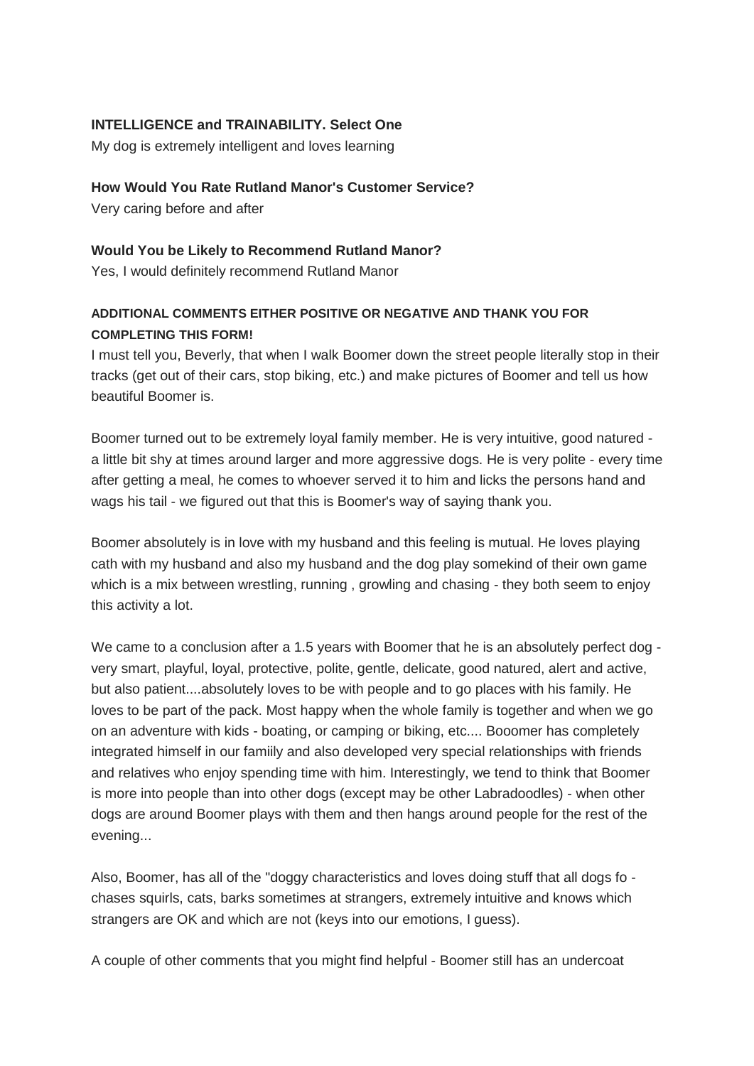**INTELLIGENCE and TRAINABILITY. Select One**

My dog is extremely intelligent and loves learning

**How Would You Rate Rutland Manor's Customer Service?**

Very caring before and after

**Would You be Likely to Recommend Rutland Manor?**

Yes, I would definitely recommend Rutland Manor

**ADDITIONAL COMMENTS EITHER POSITIVE OR NEGATIVE AND THANK YOU FOR COMPLETING THIS FORM!**

I must tell you, Beverly, that when I walk Boomer down the street people literally stop in their tracks (get out of their cars, stop biking, etc.) and make pictures of Boomer and tell us how beautiful Boomer is.

Boomer turned out to be extremely loyal family member. He is very intuitive, good natured - a little bit shy at times around larger and more aggressive dogs. He is very polite - every time after getting a meal, he comes to whoever served it to him and licks the persons hand and wags his tail - we figured out that this is Boomer's way of saying thank you.

Boomer absolutely is in love with my husband and this feeling is mutual. He loves playing cath with my husband and also my husband and the dog play somekind of their own game which is a mix between wrestling, running , growling and chasing - they both seem to enjoy this activity a lot.

We came to a conclusion after a 1.5 years with Boomer that he is an absolutely perfect dog - very smart, playful, loyal, protective, polite, gentle, delicate, good natured, alert and active, but also patient....absolutely loves to be with people and to go places with his family. He loves to be part of the pack. Most happy when the whole family is together and when we go on an adventure with kids - boating, or camping or biking, etc.... Booomer has completely integrated himself in our famiily and also developed very special relationships with friends and relatives who enjoy spending time with him. Interestingly, we tend to think that Boomer is more into people than into other dogs (except may be other Labradoodles) - when other dogs are around Boomer plays with them and then hangs around people for the rest of the evening...

Also, Boomer, has all of the "doggy characteristics and loves doing stuff that all dogs fo - chases squirls, cats, barks sometimes at strangers, extremely intuitive and knows which strangers are OK and which are not (keys into our emotions, I guess).

A couple of other comments that you might find helpful - Boomer still has an undercoat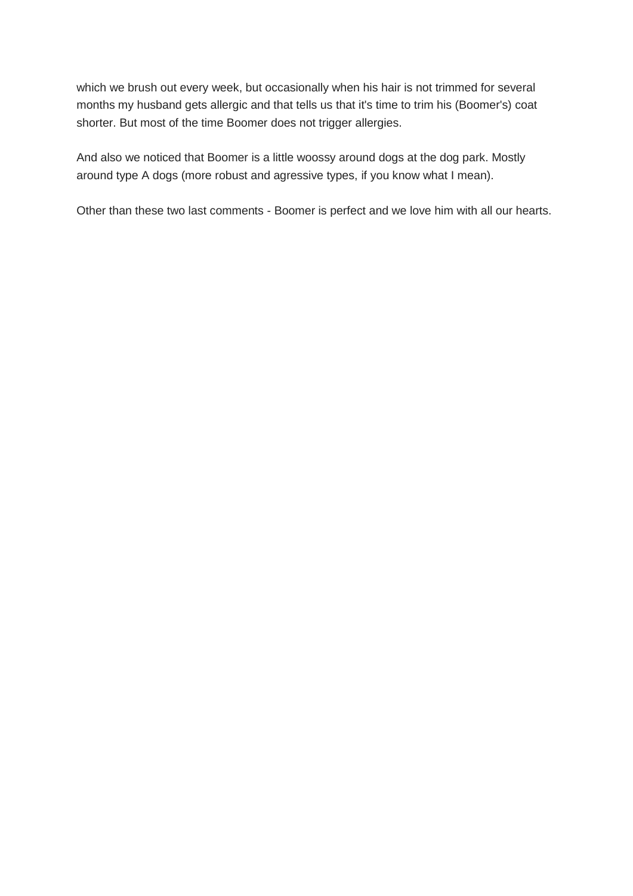which we brush out every week, but occasionally when his hair is not trimmed for several months my husband gets allergic and that tells us that it's time to trim his (Boomer's) coat shorter. But most of the time Boomer does not trigger allergies.

And also we noticed that Boomer is a little woossy around dogs at the dog park. Mostly around type A dogs (more robust and agressive types, if you know what I mean).

Other than these two last comments - Boomer is perfect and we love him with all our hearts.